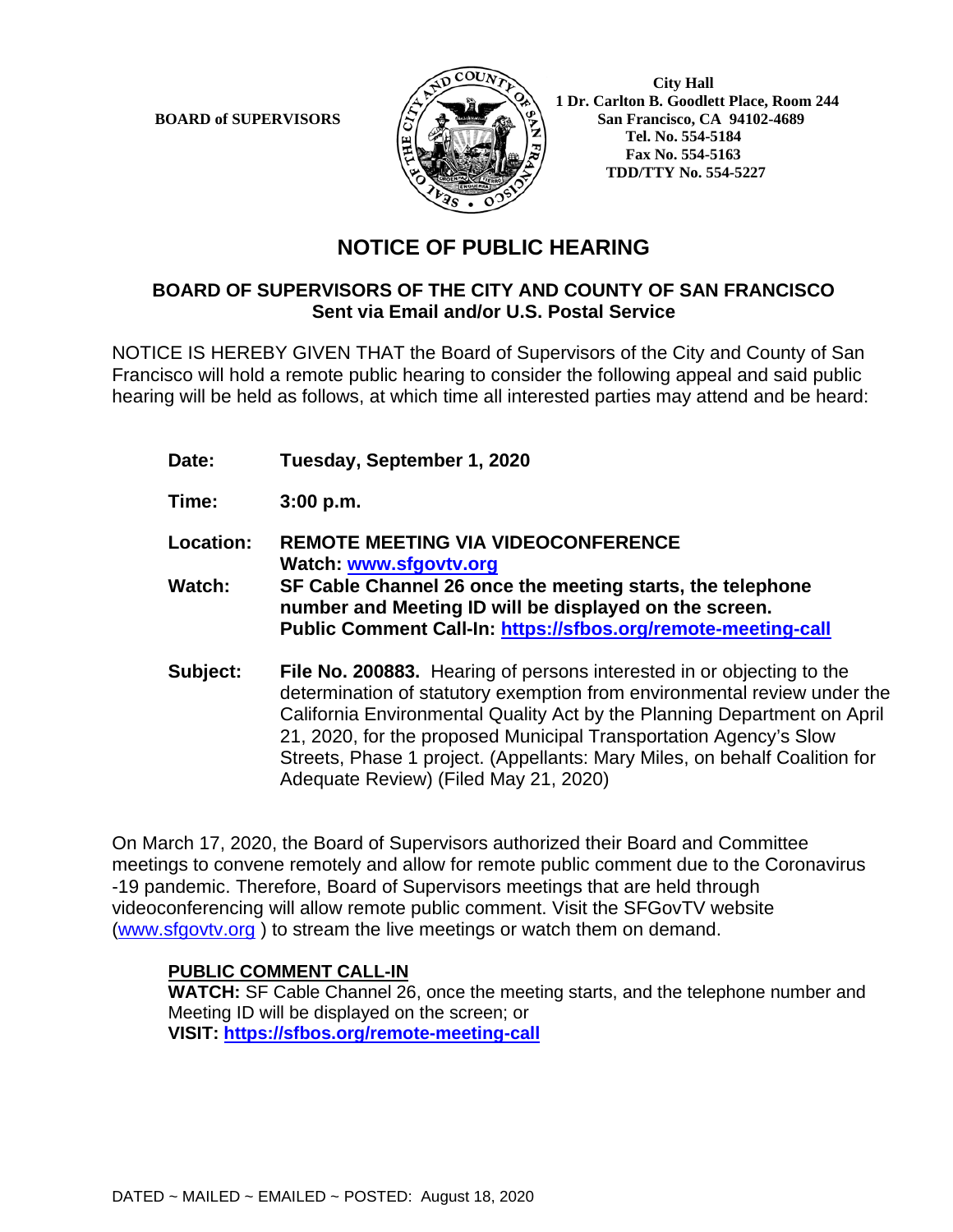**BOARD of SUPERVISORS**

City Hall
1 Dr. Carlton B. Goodlett Place, Room 244
San Francisco, CA 94102-4689
Tel. No. 554-5184
Fax No. 554-5163
TDD/TTY No. 554-5227

# NOTICE OF PUBLIC HEARING

## BOARD OF SUPERVISORS OF THE CITY AND COUNTY OF SAN FRANCISCO
**Sent via Email and/or U.S. Postal Service**

NOTICE IS HEREBY GIVEN THAT the Board of Supervisors of the City and County of San Francisco will hold a remote public hearing to consider the following appeal and said public hearing will be held as follows, at which time all interested parties may attend and be heard:

**Date:** **Tuesday, September 1, 2020**

**Time:** **3:00 p.m.**

**Location:** **REMOTE MEETING VIA VIDEOCONFERENCE**
**Watch: [www.sfgovtv.org](http://www.sfgovtv.org)**

**Watch:** **SF Cable Channel 26 once the meeting starts, the telephone number and Meeting ID will be displayed on the screen.**
**Public Comment Call-In: [https://sfbos.org/remote-meeting-call](https://sfbos.org/remote-meeting-call)**

**Subject:** **File No. 200883.** Hearing of persons interested in or objecting to the determination of statutory exemption from environmental review under the California Environmental Quality Act by the Planning Department on April 21, 2020, for the proposed Municipal Transportation Agency's Slow Streets, Phase 1 project. (Appellants: Mary Miles, on behalf Coalition for Adequate Review) (Filed May 21, 2020)

On March 17, 2020, the Board of Supervisors authorized their Board and Committee meetings to convene remotely and allow for remote public comment due to the Coronavirus -19 pandemic. Therefore, Board of Supervisors meetings that are held through videoconferencing will allow remote public comment. Visit the SFGovTV website ([www.sfgovtv.org](http://www.sfgovtv.org) ) to stream the live meetings or watch them on demand.

**PUBLIC COMMENT CALL-IN**
**WATCH:** SF Cable Channel 26, once the meeting starts, and the telephone number and Meeting ID will be displayed on the screen; or
**VISIT: [https://sfbos.org/remote-meeting-call](https://sfbos.org/remote-meeting-call)**

DATED ~ MAILED ~ EMAILED ~ POSTED: August 18, 2020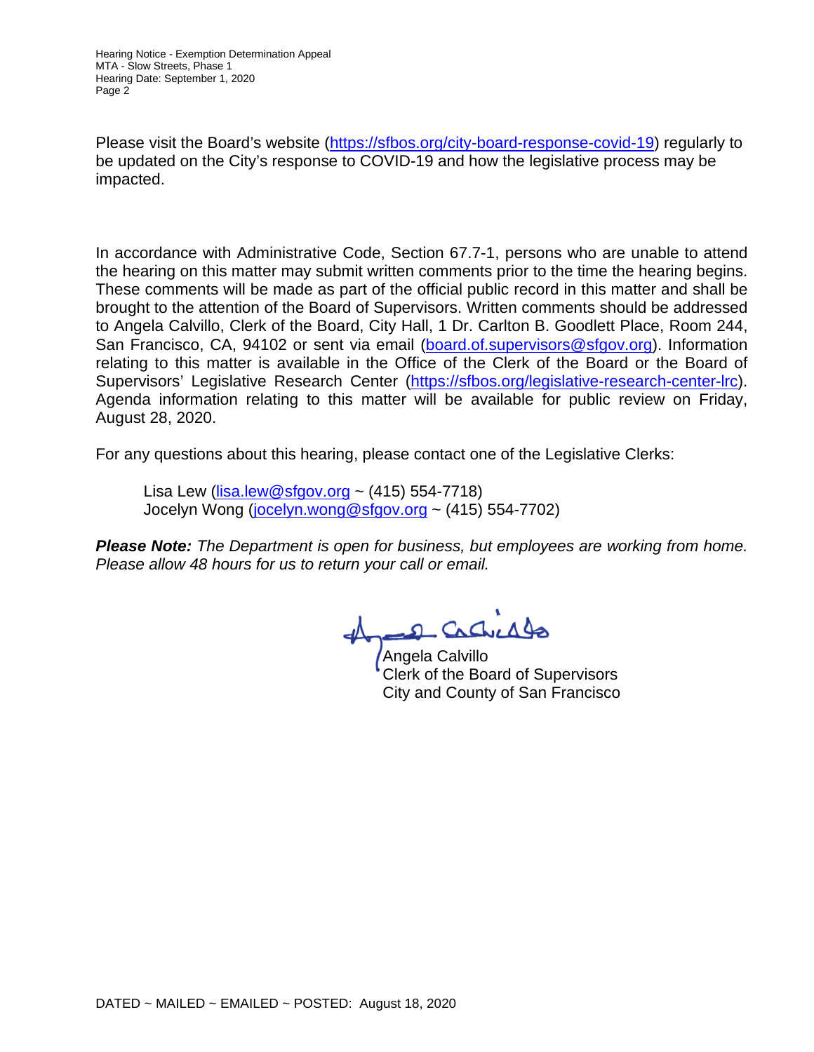Please visit the Board's website (https://sfbos.org/city-board-response-covid-19) regularly to be updated on the City's response to COVID-19 and how the legislative process may be impacted.

In accordance with Administrative Code, Section 67.7-1, persons who are unable to attend the hearing on this matter may submit written comments prior to the time the hearing begins. These comments will be made as part of the official public record in this matter and shall be brought to the attention of the Board of Supervisors. Written comments should be addressed to Angela Calvillo, Clerk of the Board, City Hall, 1 Dr. Carlton B. Goodlett Place, Room 244, San Francisco, CA, 94102 or sent via email (board.of.supervisors@sfgov.org). Information relating to this matter is available in the Office of the Clerk of the Board or the Board of Supervisors' Legislative Research Center (https://sfbos.org/legislative-research-center-lrc). Agenda information relating to this matter will be available for public review on Friday, August 28, 2020.

For any questions about this hearing, please contact one of the Legislative Clerks:

Lisa Lew (lisa.lew@sfgov.org ~ (415) 554-7718)
Jocelyn Wong (jocelyn.wong@sfgov.org ~ (415) 554-7702)

***Please Note:*** *The Department is open for business, but employees are working from home. Please allow 48 hours for us to return your call or email.*

Angela Calvillo
Clerk of the Board of Supervisors
City and County of San Francisco

DATED ~ MAILED ~ EMAILED ~ POSTED: August 18, 2020